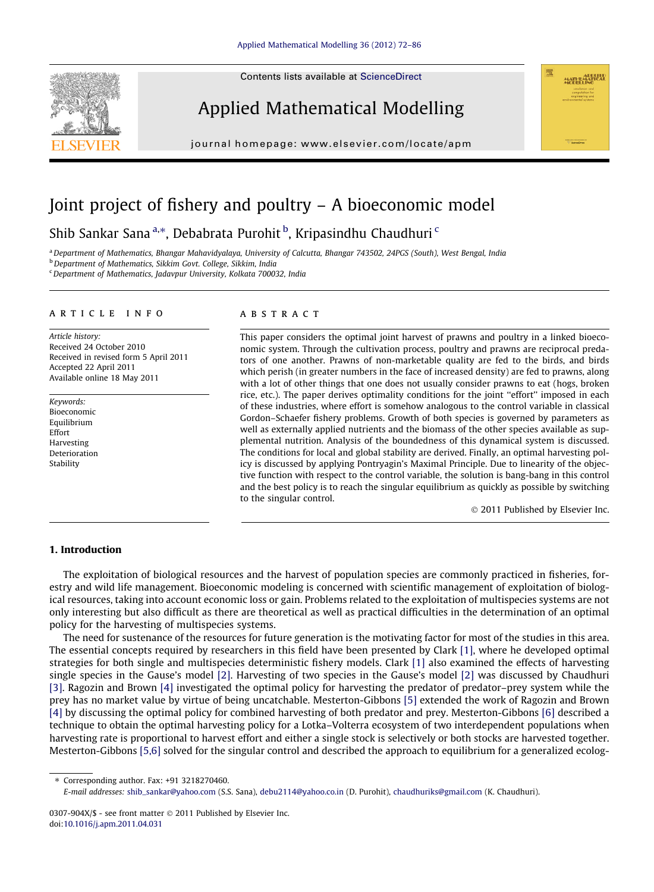# Joint project of fishery and poultry – A bioeconomic model

Shib Sankar Sana [a,*], Debabrata Purohit [b], Kripasindhu Chaudhuri [c]

[a] Department of Mathematics, Bhangar Mahavidyalaya, University of Calcutta, Bhangar 743502, 24PGS (South), West Bengal, India
[b] Department of Mathematics, Sikkim Govt. College, Sikkim, India
[c] Department of Mathematics, Jadavpur University, Kolkata 700032, India

## ARTICLE INFO

*Article history:*
Received 24 October 2010
Received in revised form 5 April 2011
Accepted 22 April 2011
Available online 18 May 2011

*Keywords:*
Bioeconomic
Equilibrium
Effort
Harvesting
Deterioration
Stability

## ABSTRACT

This paper considers the optimal joint harvest of prawns and poultry in a linked bioeconomic system. Through the cultivation process, poultry and prawns are reciprocal predators of one another. Prawns of non-marketable quality are fed to the birds, and birds which perish (in greater numbers in the face of increased density) are fed to prawns, along with a lot of other things that one does not usually consider prawns to eat (hogs, broken rice, etc.). The paper derives optimality conditions for the joint "effort" imposed in each of these industries, where effort is somehow analogous to the control variable in classical Gordon–Schaefer fishery problems. Growth of both species is governed by parameters as well as externally applied nutrients and the biomass of the other species available as supplemental nutrition. Analysis of the boundedness of this dynamical system is discussed. The conditions for local and global stability are derived. Finally, an optimal harvesting policy is discussed by applying Pontryagin's Maximal Principle. Due to linearity of the objective function with respect to the control variable, the solution is bang-bang in this control and the best policy is to reach the singular equilibrium as quickly as possible by switching to the singular control.

© 2011 Published by Elsevier Inc.

## 1. Introduction

The exploitation of biological resources and the harvest of population species are commonly practiced in fisheries, forestry and wild life management. Bioeconomic modeling is concerned with scientific management of exploitation of biological resources, taking into account economic loss or gain. Problems related to the exploitation of multispecies systems are not only interesting but also difficult as there are theoretical as well as practical difficulties in the determination of an optimal policy for the harvesting of multispecies systems.

The need for sustenance of the resources for future generation is the motivating factor for most of the studies in this area. The essential concepts required by researchers in this field have been presented by Clark [1], where he developed optimal strategies for both single and multispecies deterministic fishery models. Clark [1] also examined the effects of harvesting single species in the Gause's model [2]. Harvesting of two species in the Gause's model [2] was discussed by Chaudhuri [3]. Ragozin and Brown [4] investigated the optimal policy for harvesting the predator of predator–prey system while the prey has no market value by virtue of being uncatchable. Mesterton-Gibbons [5] extended the work of Ragozin and Brown [4] by discussing the optimal policy for combined harvesting of both predator and prey. Mesterton-Gibbons [6] described a technique to obtain the optimal harvesting policy for a Lotka–Volterra ecosystem of two interdependent populations when harvesting rate is proportional to harvest effort and either a single stock is selectively or both stocks are harvested together. Mesterton-Gibbons [5,6] solved for the singular control and described the approach to equilibrium for a generalized ecolog-

\* Corresponding author. Fax: +91 3218270460.
*E-mail addresses:* shib_sankar@yahoo.com (S.S. Sana), debu2114@yahoo.co.in (D. Purohit), chaudhuriks@gmail.com (K. Chaudhuri).

0307-904X/$ - see front matter © 2011 Published by Elsevier Inc.
doi:10.1016/j.apm.2011.04.031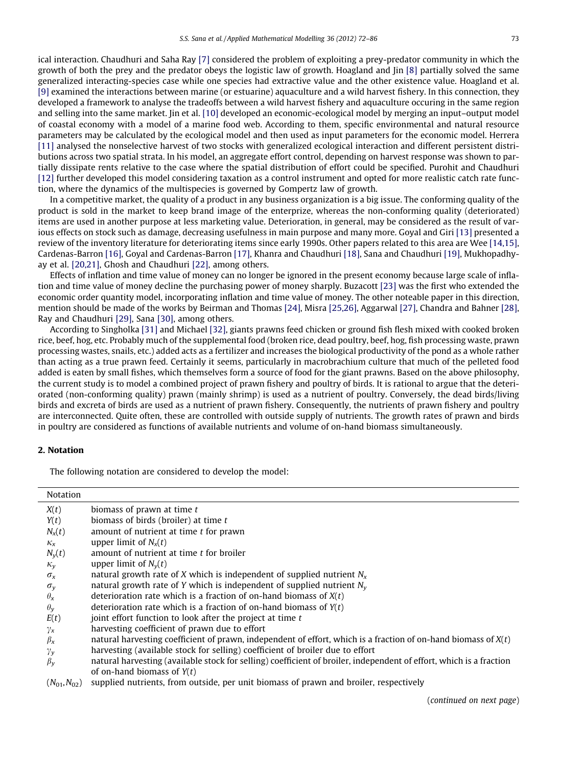ical interaction. Chaudhuri and Saha Ray [7] considered the problem of exploiting a prey-predator community in which the growth of both the prey and the predator obeys the logistic law of growth. Hoagland and Jin [8] partially solved the same generalized interacting-species case while one species had extractive value and the other existence value. Hoagland et al. [9] examined the interactions between marine (or estuarine) aquaculture and a wild harvest fishery. In this connection, they developed a framework to analyse the tradeoffs between a wild harvest fishery and aquaculture occuring in the same region and selling into the same market. Jin et al. [10] developed an economic-ecological model by merging an input–output model of coastal economy with a model of a marine food web. According to them, specific environmental and natural resource parameters may be calculated by the ecological model and then used as input parameters for the economic model. Herrera [11] analysed the nonselective harvest of two stocks with generalized ecological interaction and different persistent distributions across two spatial strata. In his model, an aggregate effort control, depending on harvest response was shown to partially dissipate rents relative to the case where the spatial distribution of effort could be specified. Purohit and Chaudhuri [12] further developed this model considering taxation as a control instrument and opted for more realistic catch rate function, where the dynamics of the multispecies is governed by Gompertz law of growth.

In a competitive market, the quality of a product in any business organization is a big issue. The conforming quality of the product is sold in the market to keep brand image of the enterprize, whereas the non-conforming quality (deteriorated) items are used in another purpose at less marketing value. Deterioration, in general, may be considered as the result of various effects on stock such as damage, decreasing usefulness in main purpose and many more. Goyal and Giri [13] presented a review of the inventory literature for deteriorating items since early 1990s. Other papers related to this area are Wee [14,15], Cardenas-Barron [16], Goyal and Cardenas-Barron [17], Khanra and Chaudhuri [18], Sana and Chaudhuri [19], Mukhopadhyay et al. [20,21], Ghosh and Chaudhuri [22], among others.

Effects of inflation and time value of money can no longer be ignored in the present economy because large scale of inflation and time value of money decline the purchasing power of money sharply. Buzacott [23] was the first who extended the economic order quantity model, incorporating inflation and time value of money. The other noteable paper in this direction, mention should be made of the works by Beirman and Thomas [24], Misra [25,26], Aggarwal [27], Chandra and Bahner [28], Ray and Chaudhuri [29], Sana [30], among others.

According to Singholka [31] and Michael [32], giants prawns feed chicken or ground fish flesh mixed with cooked broken rice, beef, hog, etc. Probably much of the supplemental food (broken rice, dead poultry, beef, hog, fish processing waste, prawn processing wastes, snails, etc.) added acts as a fertilizer and increases the biological productivity of the pond as a whole rather than acting as a true prawn feed. Certainly it seems, particularly in macrobrachium culture that much of the pelleted food added is eaten by small fishes, which themselves form a source of food for the giant prawns. Based on the above philosophy, the current study is to model a combined project of prawn fishery and poultry of birds. It is rational to argue that the deteriorated (non-conforming quality) prawn (mainly shrimp) is used as a nutrient of poultry. Conversely, the dead birds/living birds and excreta of birds are used as a nutrient of prawn fishery. Consequently, the nutrients of prawn fishery and poultry are interconnected. Quite often, these are controlled with outside supply of nutrients. The growth rates of prawn and birds in poultry are considered as functions of available nutrients and volume of on-hand biomass simultaneously.

## 2. Notation

The following notation are considered to develop the model:

| Notation | |
|---|---|
| $X(t)$ | biomass of prawn at time $t$ |
| $Y(t)$ | biomass of birds (broiler) at time $t$ |
| $N_x(t)$ | amount of nutrient at time $t$ for prawn |
| $\kappa_x$ | upper limit of $N_x(t)$ |
| $N_y(t)$ | amount of nutrient at time $t$ for broiler |
| $\kappa_y$ | upper limit of $N_y(t)$ |
| $\sigma_x$ | natural growth rate of $X$ which is independent of supplied nutrient $N_x$ |
| $\sigma_y$ | natural growth rate of $Y$ which is independent of supplied nutrient $N_y$ |
| $\theta_x$ | deterioration rate which is a fraction of on-hand biomass of $X(t)$ |
| $\theta_y$ | deterioration rate which is a fraction of on-hand biomass of $Y(t)$ |
| $E(t)$ | joint effort function to look after the project at time $t$ |
| $\gamma_x$ | harvesting coefficient of prawn due to effort |
| $\beta_x$ | natural harvesting coefficient of prawn, independent of effort, which is a fraction of on-hand biomass of $X(t)$ |
| $\gamma_y$ | harvesting (available stock for selling) coefficient of broiler due to effort |
| $\beta_y$ | natural harvesting (available stock for selling) coefficient of broiler, independent of effort, which is a fraction of on-hand biomass of $Y(t)$ |
| $(N_{01}, N_{02})$ | supplied nutrients, from outside, per unit biomass of prawn and broiler, respectively |

(*continued on next page*)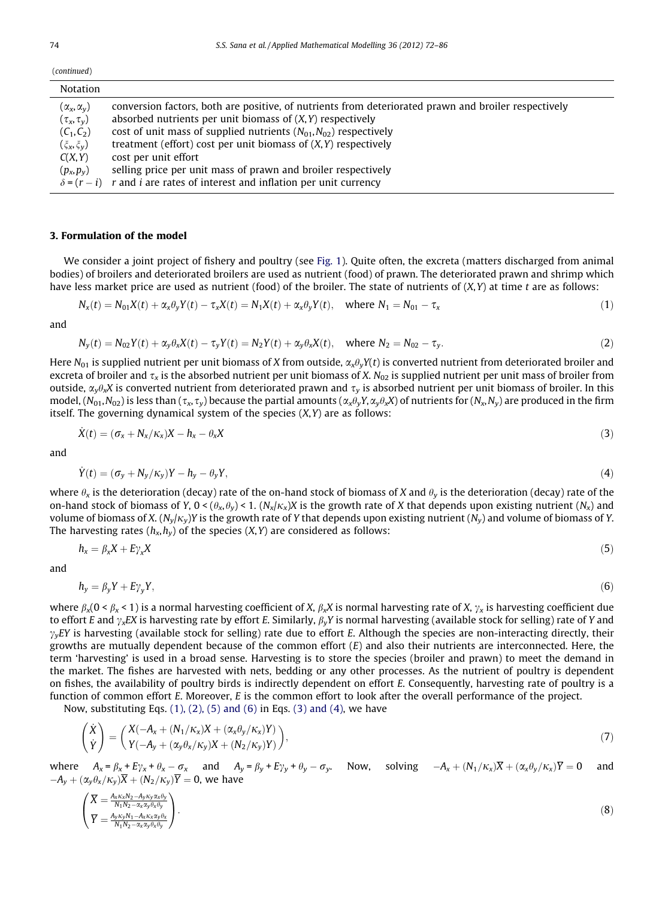(*continued*)

| Notation | |
|---|---|
| $(\alpha_x, \alpha_y)$ | conversion factors, both are positive, of nutrients from deteriorated prawn and broiler respectively |
| $(\tau_x, \tau_y)$ | absorbed nutrients per unit biomass of $(X, Y)$ respectively |
| $(C_1, C_2)$ | cost of unit mass of supplied nutrients $(N_{01}, N_{02})$ respectively |
| $(\xi_x, \xi_y)$ | treatment (effort) cost per unit biomass of $(X, Y)$ respectively |
| $C(X, Y)$ | cost per unit effort |
| $(p_x, p_y)$ | selling price per unit mass of prawn and broiler respectively |
| $\delta = (r - i)$ | $r$ and $i$ are rates of interest and inflation per unit currency |

## 3. Formulation of the model

We consider a joint project of fishery and poultry (see Fig. 1). Quite often, the excreta (matters discharged from animal bodies) of broilers and deteriorated broilers are used as nutrient (food) of prawn. The deteriorated prawn and shrimp which have less market price are used as nutrient (food) of the broiler. The state of nutrients of $(X, Y)$ at time $t$ are as follows:

$$N_x(t) = N_{01}X(t) + \alpha_x\theta_y Y(t) - \tau_x X(t) = N_1 X(t) + \alpha_x\theta_y Y(t), \quad \text{where } N_1 = N_{01} - \tau_x \tag{1}$$

and

$$N_y(t) = N_{02}Y(t) + \alpha_y\theta_x X(t) - \tau_y Y(t) = N_2 Y(t) + \alpha_y\theta_x X(t), \quad \text{where } N_2 = N_{02} - \tau_y. \tag{2}$$

Here $N_{01}$ is supplied nutrient per unit biomass of $X$ from outside, $\alpha_x\theta_y Y(t)$ is converted nutrient from deteriorated broiler and excreta of broiler and $\tau_x$ is the absorbed nutrient per unit biomass of $X$. $N_{02}$ is supplied nutrient per unit mass of broiler from outside, $\alpha_y\theta_x X$ is converted nutrient from deteriorated prawn and $\tau_y$ is absorbed nutrient per unit biomass of broiler. In this model, $(N_{01}, N_{02})$ is less than $(\tau_x, \tau_y)$ because the partial amounts $(\alpha_x\theta_y Y, \alpha_y\theta_x X)$ of nutrients for $(N_x, N_y)$ are produced in the firm itself. The governing dynamical system of the species $(X, Y)$ are as follows:

$$\dot{X}(t) = (\sigma_x + N_x/\kappa_x)X - h_x - \theta_x X \tag{3}$$

and

$$\dot{Y}(t) = (\sigma_y + N_y/\kappa_y)Y - h_y - \theta_y Y, \tag{4}$$

where $\theta_x$ is the deterioration (decay) rate of the on-hand stock of biomass of $X$ and $\theta_y$ is the deterioration (decay) rate of the on-hand stock of biomass of $Y$, $0 < (\theta_x, \theta_y) < 1$. $(N_x/\kappa_x)X$ is the growth rate of $X$ that depends upon existing nutrient $(N_x)$ and volume of biomass of $X$. $(N_y/\kappa_y)Y$ is the growth rate of $Y$ that depends upon existing nutrient $(N_y)$ and volume of biomass of $Y$. The harvesting rates $(h_x, h_y)$ of the species $(X, Y)$ are considered as follows:

$$h_x = \beta_x X + E\gamma_x X \tag{5}$$

and

$$h_y = \beta_y Y + E\gamma_y Y, \tag{6}$$

where $\beta_x (0 < \beta_x < 1)$ is a normal harvesting coefficient of $X$, $\beta_x X$ is normal harvesting rate of $X$, $\gamma_x$ is harvesting coefficient due to effort $E$ and $\gamma_x EX$ is harvesting rate by effort $E$. Similarly, $\beta_y Y$ is normal harvesting (available stock for selling) rate of $Y$ and $\gamma_y \theta_y EY$ is harvesting (available stock for selling) rate due to effort $E$. Although the species are non-interacting directly, their growths are mutually dependent because of the common effort $(E)$ and also their nutrients are interconnected. Here, the term 'harvesting' is used in a broad sense. Harvesting is to store the species (broiler and prawn) to meet the demand in the market. The fishes are harvested with nets, bedding or any other processes. As the nutrient of poultry is dependent on fishes, the availability of poultry birds is indirectly dependent on effort $E$. Consequently, harvesting rate of poultry is a function of common effort $E$. Moreover, $E$ is the common effort to look after the overall performance of the project.

Now, substituting Eqs. (1), (2), (5) and (6) in Eqs. (3) and (4), we have

$$\begin{pmatrix} \dot{X} \\ \dot{Y} \end{pmatrix} = \begin{pmatrix} X(-A_x + (N_1/\kappa_x)X + (\alpha_x\theta_y/\kappa_x)Y) \\ Y(-A_y + (\alpha_y\theta_x/\kappa_y)X + (N_2/\kappa_y)Y) \end{pmatrix}, \tag{7}$$

where $A_x = \beta_x + E\gamma_x + \theta_x - \sigma_x$ and $A_y = \beta_y + E\gamma_y + \theta_y - \sigma_y$. Now, solving $-A_x + (N_1/\kappa_x)\overline{X} + (\alpha_x\theta_y/\kappa_x)\overline{Y} = 0$ and $-A_y + (\alpha_y\theta_x/\kappa_y)\overline{X} + (N_2/\kappa_y)\overline{Y} = 0$, we have

$$\begin{pmatrix} \overline{X} = \frac{A_x\kappa_x N_2 - A_y\kappa_y\alpha_x\theta_y}{N_1 N_2 - \alpha_x\alpha_y\theta_y\theta_y} \\ \overline{Y} = \frac{A_y\kappa_y N_1 - A_x\kappa_x\alpha_y\theta_x}{N_1 N_2 - \alpha_x\alpha_y\theta_x\theta_y} \end{pmatrix}. \tag{8}$$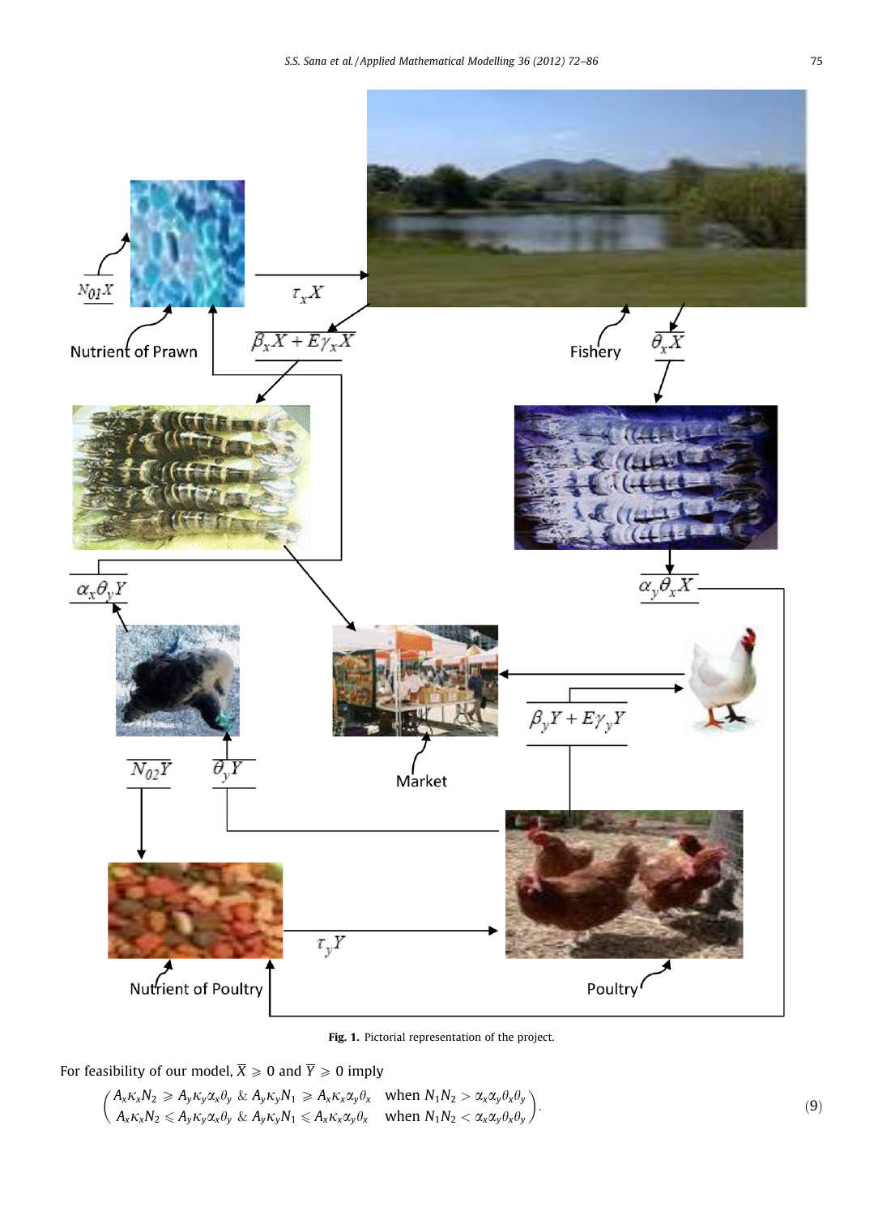Fig. 1. Pictorial representation of the project.

For feasibility of our model, $\overline{X} \geqslant 0$ and $\overline{Y} \geqslant 0$ imply

$$\begin{pmatrix} A_x\kappa_x N_2 \geqslant A_y\kappa_y\alpha_x\theta_y \ \& \ A_y\kappa_y N_1 \geqslant A_x\kappa_x\alpha_y\theta_x & \text{when } N_1N_2 > \alpha_x\alpha_y\theta_x\theta_y \\ A_x\kappa_x N_2 \leqslant A_y\kappa_y\alpha_x\theta_y \ \& \ A_y\kappa_y N_1 \leqslant A_x\kappa_x\alpha_y\theta_x & \text{when } N_1N_2 < \alpha_x\alpha_y\theta_x\theta_y \end{pmatrix}. \tag{9}$$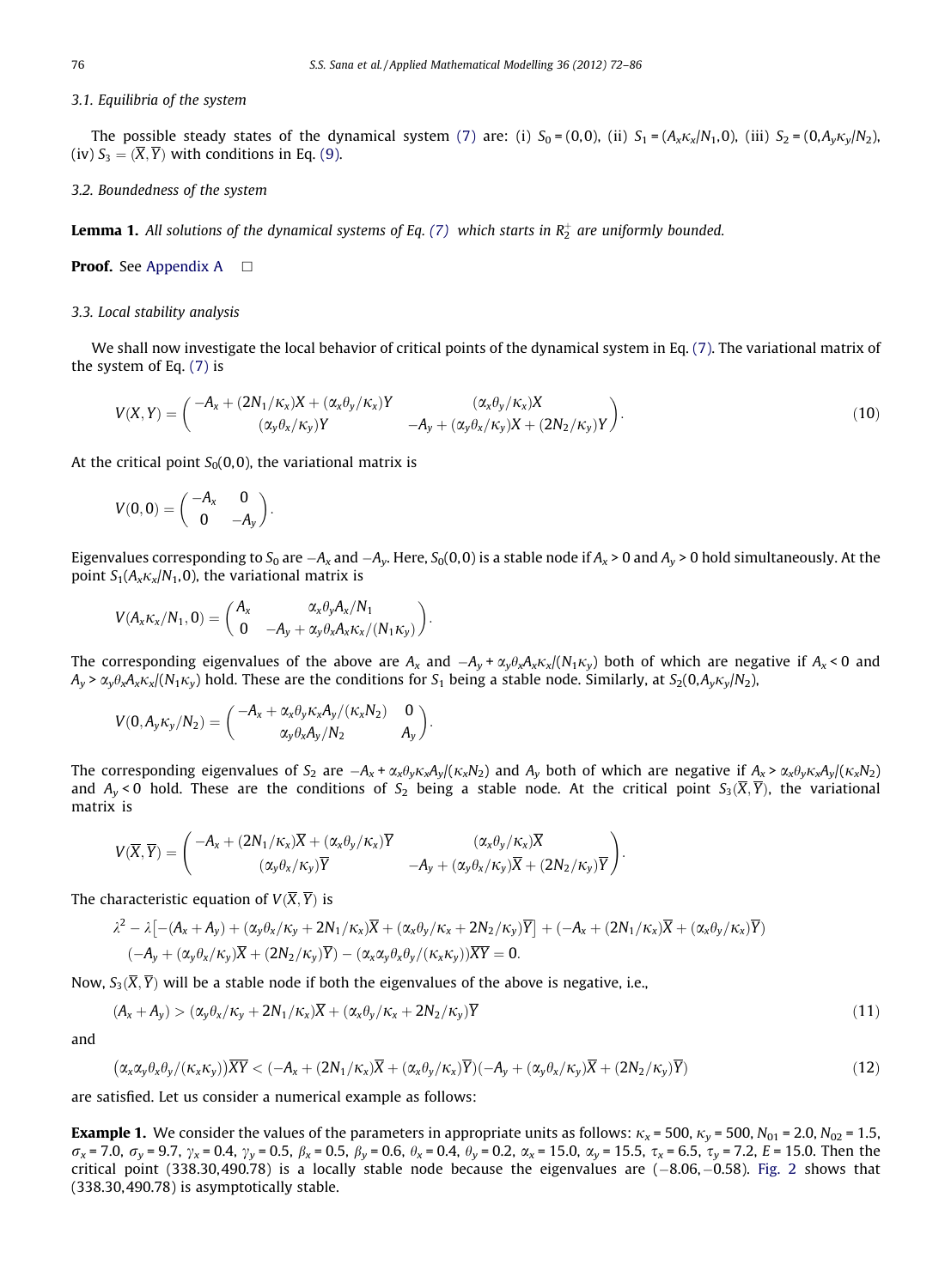### 3.1. Equilibria of the system

The possible steady states of the dynamical system (7) are: (i) $S_0 = (0,0)$, (ii) $S_1 = (A_x\kappa_x/N_1, 0)$, (iii) $S_2 = (0, A_y\kappa_y/N_2)$, (iv) $S_3 = (\overline{X}, \overline{Y})$ with conditions in Eq. (9).

### 3.2. Boundedness of the system

**Lemma 1.** *All solutions of the dynamical systems of Eq. (7) which starts in $R_2^+$ are uniformly bounded.*

**Proof.** See Appendix A □

### 3.3. Local stability analysis

We shall now investigate the local behavior of critical points of the dynamical system in Eq. (7). The variational matrix of the system of Eq. (7) is

$$V(X,Y) = \begin{pmatrix} -A_x + (2N_1/\kappa_x)X + (\alpha_x\theta_y/\kappa_x)Y & (\alpha_x\theta_y/\kappa_x)X \\ (\alpha_y\theta_x/\kappa_y)Y & -A_y + (\alpha_y\theta_x/\kappa_y)X + (2N_2/\kappa_y)Y \end{pmatrix}. \tag{10}$$

At the critical point $S_0(0,0)$, the variational matrix is

$$V(0,0) = \begin{pmatrix} -A_x & 0 \\ 0 & -A_y \end{pmatrix}.$$

Eigenvalues corresponding to $S_0$ are $-A_x$ and $-A_y$. Here, $S_0(0,0)$ is a stable node if $A_x > 0$ and $A_y > 0$ hold simultaneously. At the point $S_1(A_x\kappa_x/N_1, 0)$, the variational matrix is

$$V(A_x\kappa_x/N_1, 0) = \begin{pmatrix} A_x & \alpha_x\theta_y A_x/N_1 \\ 0 & -A_y + \alpha_y\theta_x A_x\kappa_x/(N_1\kappa_y) \end{pmatrix}.$$

The corresponding eigenvalues of the above are $A_x$ and $-A_y + \alpha_y\theta_x A_x\kappa_x/(N_1\kappa_y)$ both of which are negative if $A_x < 0$ and $A_y > \alpha_y\theta_x A_x\kappa_x/(N_1\kappa_y)$ hold. These are the conditions for $S_1$ being a stable node. Similarly, at $S_2(0, A_y\kappa_y/N_2)$,

$$V(0, A_y\kappa_y/N_2) = \begin{pmatrix} -A_x + \alpha_x\theta_y\kappa_x A_y/(\kappa_x N_2) & 0 \\ \alpha_y\theta_x A_y/N_2 & A_y \end{pmatrix}.$$

The corresponding eigenvalues of $S_2$ are $-A_x + \alpha_x\theta_y\kappa_x A_y/(\kappa_x N_2)$ and $A_y$ both of which are negative if $A_x > \alpha_x\theta_y\kappa_x A_y/(\kappa_x N_2)$ and $A_y < 0$ hold. These are the conditions of $S_2$ being a stable node. At the critical point $S_3(\overline{X}, \overline{Y})$, the variational matrix is

$$V(\overline{X}, \overline{Y}) = \begin{pmatrix} -A_x + (2N_1/\kappa_x)\overline{X} + (\alpha_x\theta_y/\kappa_x)\overline{Y} & (\alpha_x\theta_y/\kappa_x)\overline{X} \\ (\alpha_y\theta_x/\kappa_y)\overline{Y} & -A_y + (\alpha_y\theta_x/\kappa_y)\overline{X} + (2N_2/\kappa_y)\overline{Y} \end{pmatrix}.$$

The characteristic equation of $V(\overline{X}, \overline{Y})$ is

$$\begin{aligned} &\lambda^2 - \lambda\left[-(A_x + A_y) + (\alpha_y\theta_x/\kappa_y + 2N_1/\kappa_x)\overline{X} + (\alpha_x\theta_y/\kappa_x + 2N_2/\kappa_y)\overline{Y}\right] + (-A_x + (2N_1/\kappa_x)\overline{X} + (\alpha_x\theta_y/\kappa_x)\overline{Y}) \\ &(-A_y + (\alpha_y\theta_x/\kappa_y)\overline{X} + (2N_2/\kappa_y)\overline{Y}) - (\alpha_x\alpha_y\theta_x\theta_y/(\kappa_x\kappa_y))\overline{XY} = 0. \end{aligned}$$

Now, $S_3(\overline{X}, \overline{Y})$ will be a stable node if both the eigenvalues of the above is negative, i.e.,

$$(A_x + A_y) > (\alpha_y\theta_x/\kappa_y + 2N_1/\kappa_x)\overline{X} + (\alpha_x\theta_y/\kappa_x + 2N_2/\kappa_y)\overline{Y} \tag{11}$$

and

$$\left(\alpha_x\alpha_y\theta_x\theta_y/(\kappa_x\kappa_y)\right)\overline{XY} < (-A_x + (2N_1/\kappa_x)\overline{X} + (\alpha_x\theta_y/\kappa_x)\overline{Y})(-A_y + (\alpha_y\theta_x/\kappa_y)\overline{X} + (2N_2/\kappa_y)\overline{Y}) \tag{12}$$

are satisfied. Let us consider a numerical example as follows:

**Example 1.** We consider the values of the parameters in appropriate units as follows: $\kappa_x = 500$, $\kappa_y = 500$, $N_{01} = 2.0$, $N_{02} = 1.5$, $\sigma_x = 7.0$, $\sigma_y = 9.7$, $\gamma_x = 0.4$, $\gamma_y = 0.5$, $\beta_x = 0.5$, $\beta_y = 0.6$, $\theta_x = 0.4$, $\theta_y = 0.2$, $\alpha_x = 15.0$, $\alpha_y = 15.5$, $\tau_x = 6.5$, $\tau_y = 7.2$, $E = 15.0$. Then the critical point $(338.30, 490.78)$ is a locally stable node because the eigenvalues are $(-8.06, -0.58)$. Fig. 2 shows that $(338.30, 490.78)$ is asymptotically stable.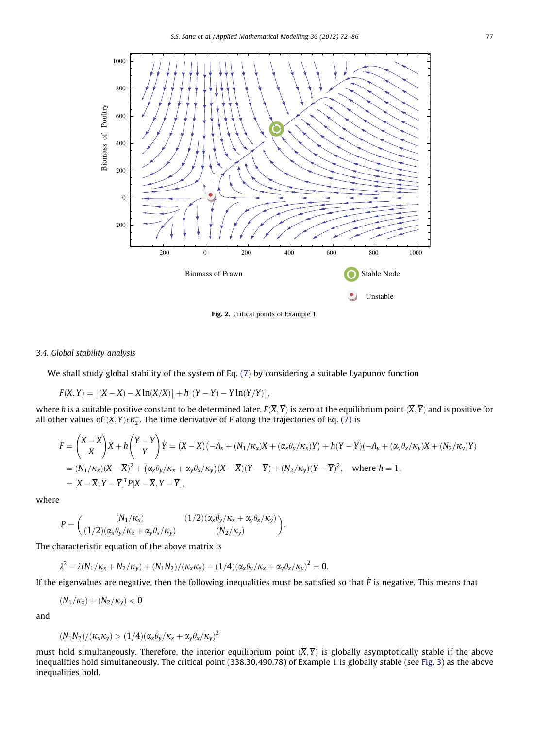Biomass of Poultry

Biomass of Prawn

Stable Node

Unstable

**Fig. 2.** Critical points of Example 1.

### 3.4. Global stability analysis

We shall study global stability of the system of Eq. (7) by considering a suitable Lyapunov function

$$F(X,Y) = \left[(X-\overline{X}) - \overline{X}\ln(X/\overline{X})\right] + h\left[(Y-\overline{Y}) - \overline{Y}\ln(Y/\overline{Y})\right],$$

where $h$ is a suitable positive constant to be determined later. $F(\overline{X},\overline{Y})$ is zero at the equilibrium point $(\overline{X},\overline{Y})$ and is positive for all other values of $(X,Y)\epsilon R_2^+$. The time derivative of $F$ along the trajectories of Eq. (7) is

$$\begin{aligned}
\dot{F} &= \left(\frac{X-\overline{X}}{X}\right)\dot{X} + h\left(\frac{Y-\overline{Y}}{Y}\right)\dot{Y} = (X-\overline{X})\left(-A_x + (N_1/\kappa_x)X + (\alpha_x\theta_y/\kappa_x)Y\right) + h(Y-\overline{Y})(-A_y + (\alpha_y\theta_x/\kappa_y)X + (N_2/\kappa_y)Y) \\
&= (N_1/\kappa_x)(X-\overline{X})^2 + \left(\alpha_x\theta_y/\kappa_x + \alpha_y\theta_x/\kappa_y\right)(X-\overline{X})(Y-\overline{Y}) + (N_2/\kappa_y)(Y-\overline{Y})^2, \quad \text{where } h=1, \\
&= [X-\overline{X}, Y-\overline{Y}]^T P [X-\overline{X}, Y-\overline{Y}],
\end{aligned}$$

where

$$P = \begin{pmatrix} (N_1/\kappa_x) & (1/2)(\alpha_x\theta_y/\kappa_x + \alpha_y\theta_x/\kappa_y) \\ (1/2)(\alpha_x\theta_y/\kappa_x + \alpha_y\theta_x/\kappa_y) & (N_2/\kappa_y) \end{pmatrix}.$$

The characteristic equation of the above matrix is

$$\lambda^2 - \lambda(N_1/\kappa_x + N_2/\kappa_y) + (N_1N_2)/(\kappa_x\kappa_y) - (1/4)(\alpha_x\theta_y/\kappa_x + \alpha_y\theta_x/\kappa_y)^2 = 0.$$

If the eigenvalues are negative, then the following inequalities must be satisfied so that $\dot{F}$ is negative. This means that

$$(N_1/\kappa_x) + (N_2/\kappa_y) < 0$$

and

$$(N_1N_2)/(\kappa_x\kappa_y) > (1/4)(\alpha_x\theta_y/\kappa_x + \alpha_y\theta_x/\kappa_y)^2$$

must hold simultaneously. Therefore, the interior equilibrium point $(\overline{X},\overline{Y})$ is globally asymptotically stable if the above inequalities hold simultaneously. The critical point (338.30, 490.78) of Example 1 is globally stable (see Fig. 3) as the above inequalities hold.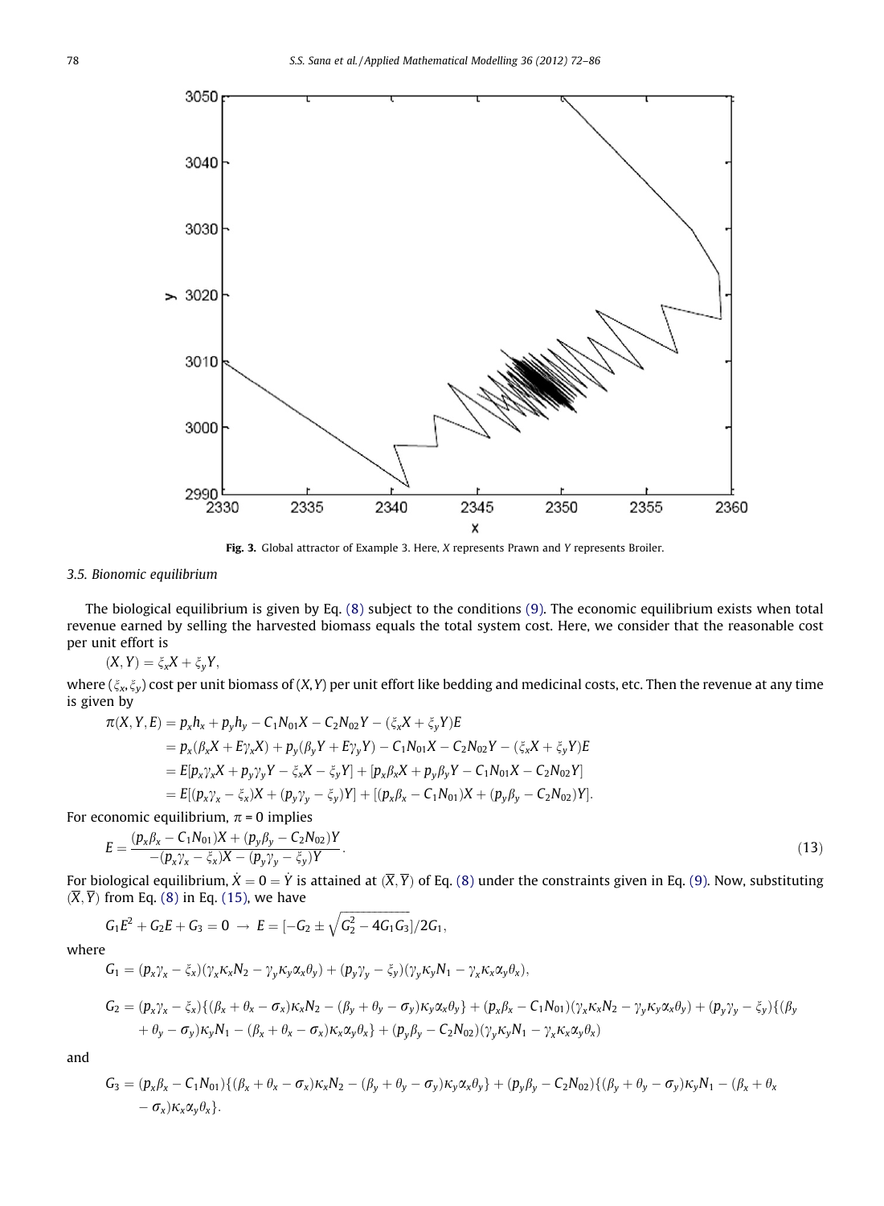Fig. 3. Global attractor of Example 3. Here, $X$ represents Prawn and $Y$ represents Broiler.

### 3.5. Bionomic equilibrium

The biological equilibrium is given by Eq. (8) subject to the conditions (9). The economic equilibrium exists when total revenue earned by selling the harvested biomass equals the total system cost. Here, we consider that the reasonable cost per unit effort is

$$(X, Y) = \xi_x X + \xi_y Y,$$

where $(\xi_x, \xi_y)$ cost per unit biomass of $(X, Y)$ per unit effort like bedding and medicinal costs, etc. Then the revenue at any time is given by

$$\begin{aligned}
\pi(X, Y, E) &= p_x h_x + p_y h_y - C_1 N_{01} X - C_2 N_{02} Y - (\xi_x X + \xi_y Y)E \\
&= p_x(\beta_x X + E\gamma_x X) + p_y(\beta_y Y + E\gamma_y Y) - C_1 N_{01} X - C_2 N_{02} Y - (\xi_x X + \xi_y Y)E \\
&= E[p_x \gamma_x X + p_y \gamma_y Y - \xi_x X - \xi_y Y] + [p_x \beta_x X + p_y \beta_y Y - C_1 N_{01} X - C_2 N_{02} Y] \\
&= E[(p_x \gamma_x - \xi_x)X + (p_y \gamma_y - \xi_y)Y] + [(p_x \beta_x - C_1 N_{01})X + (p_y \beta_y - C_2 N_{02})Y].
\end{aligned}$$

For economic equilibrium, $\pi = 0$ implies

$$E = \frac{(p_x \beta_x - C_1 N_{01})X + (p_y \beta_y - C_2 N_{02})Y}{-(p_x \gamma_x - \xi_x)X - (p_y \gamma_y - \xi_y)Y}. \tag{13}$$

For biological equilibrium, $\dot{X} = 0 = \dot{Y}$ is attained at $(\overline{X}, \overline{Y})$ of Eq. (8) under the constraints given in Eq. (9). Now, substituting $(\overline{X}, \overline{Y})$ from Eq. (8) in Eq. (15), we have

$$G_1 E^2 + G_2 E + G_3 = 0 \rightarrow E = [-G_2 \pm \sqrt{G_2^2 - 4G_1 G_3}]/2G_1,$$

where

$$G_1 = (p_x \gamma_x - \xi_x)(\gamma_x \kappa_x N_2 - \gamma_y \kappa_y \alpha_x \theta_y) + (p_y \gamma_y - \xi_y)(\gamma_y \kappa_y N_1 - \gamma_x \kappa_x \alpha_y \theta_x),$$

$$\begin{aligned}
G_2 = {} & (p_x \gamma_x - \xi_x)\{(\beta_x + \theta_x - \sigma_x)\kappa_x N_2 - (\beta_y + \theta_y - \sigma_y)\kappa_y \alpha_x \theta_y\} + (p_x \beta_x - C_1 N_{01})(\gamma_x \kappa_x N_2 - \gamma_y \kappa_y \alpha_x \theta_y) + (p_y \gamma_y - \xi_y)\{(\beta_y \\
& + \theta_y - \sigma_y)\kappa_y N_1 - (\beta_x + \theta_x - \sigma_x)\kappa_x \alpha_y \theta_x\} + (p_y \beta_y - C_2 N_{02})(\gamma_y \kappa_y N_1 - \gamma_x \kappa_x \alpha_y \theta_x)
\end{aligned}$$

and

$$\begin{aligned}
G_3 = {} & (p_x \beta_x - C_1 N_{01})\{(\beta_x + \theta_x - \sigma_x)\kappa_x N_2 - (\beta_y + \theta_y - \sigma_y)\kappa_y \alpha_x \theta_y\} + (p_y \beta_y - C_2 N_{02})\{(\beta_y + \theta_y - \sigma_y)\kappa_y N_1 - (\beta_x + \theta_x \\
& - \sigma_x)\kappa_x \alpha_y \theta_x\}.
\end{aligned}$$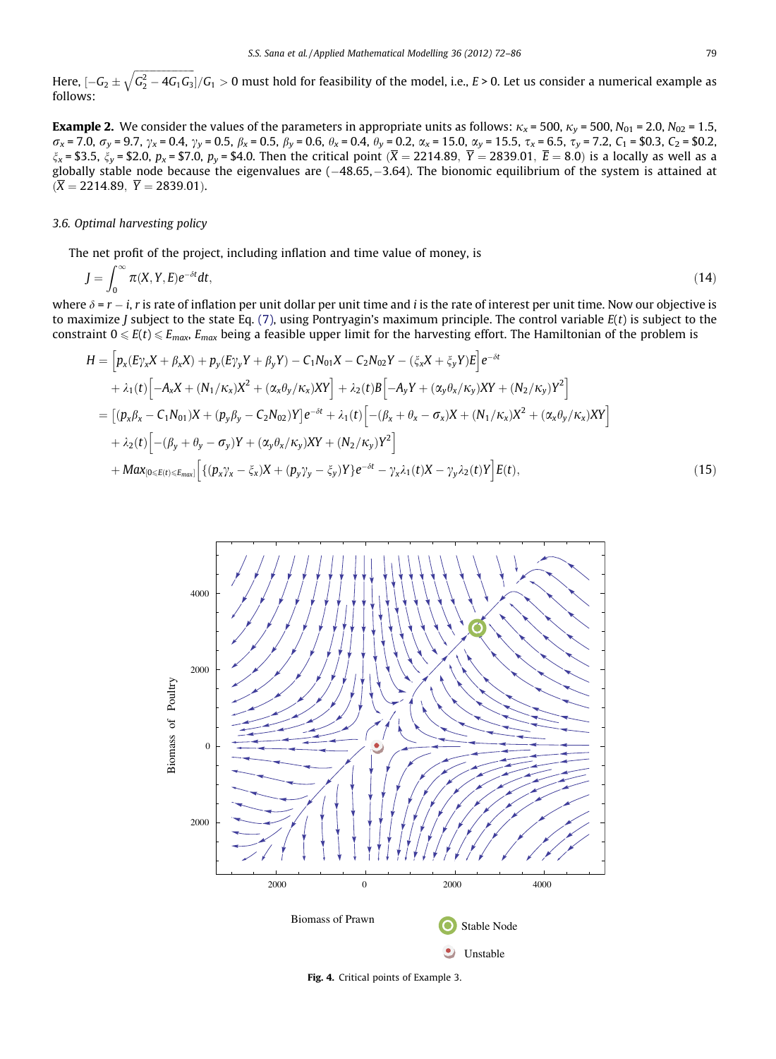Here, $[-G_2 \pm \sqrt{G_2^2 - 4G_1G_3}]/G_1 > 0$ must hold for feasibility of the model, i.e., $E > 0$. Let us consider a numerical example as follows:

**Example 2.** We consider the values of the parameters in appropriate units as follows: $\kappa_x = 500$, $\kappa_y = 500$, $N_{01} = 2.0$, $N_{02} = 1.5$, $\sigma_x = 7.0$, $\sigma_y = 9.7$, $\gamma_x = 0.4$, $\gamma_y = 0.5$, $\beta_x = 0.5$, $\beta_y = 0.6$, $\theta_x = 0.4$, $\theta_y = 0.2$, $\alpha_x = 15.0$, $\alpha_y = 15.5$, $\tau_x = 6.5$, $\tau_y = 7.2$, $C_1 = \$0.3$, $C_2 = \$0.2$, $\xi_x = \$3.5$, $\xi_y = \$2.0$, $p_x = \$7.0$, $p_y = \$4.0$. Then the critical point $(\overline{X} = 2214.89,\ \overline{Y} = 2839.01,\ \overline{E} = 8.0)$ is a locally as well as a globally stable node because the eigenvalues are $(-48.65, -3.64)$. The bionomic equilibrium of the system is attained at $(\overline{X} = 2214.89,\ \overline{Y} = 2839.01)$.

### 3.6. Optimal harvesting policy

The net profit of the project, including inflation and time value of money, is

$$J = \int_0^\infty \pi(X, Y, E)e^{-\delta t}dt, \tag{14}$$

where $\delta = r - i$, $r$ is rate of inflation per unit dollar per unit time and $i$ is the rate of interest per unit time. Now our objective is to maximize $J$ subject to the state Eq. (7), using Pontryagin's maximum principle. The control variable $E(t)$ is subject to the constraint $0 \leqslant E(t) \leqslant E_{max}$, $E_{max}$ being a feasible upper limit for the harvesting effort. The Hamiltonian of the problem is

$$\begin{aligned}
H &= \left[p_x(E\gamma_x X + \beta_x X) + p_y(E\gamma_y Y + \beta_y Y) - C_1 N_{01} X - C_2 N_{02} Y - (\xi_x X + \xi_y Y)E\right]e^{-\delta t} \\
&\quad + \lambda_1(t)\left[-A_x X + (N_1/\kappa_x)X^2 + (\alpha_x\theta_y/\kappa_x)XY\right] + \lambda_2(t)B\left[-A_y Y + (\alpha_y\theta_x/\kappa_y)XY + (N_2/\kappa_y)Y^2\right] \\
&= \left[(p_x\beta_x - C_1 N_{01})X + (p_y\beta_y - C_2 N_{02})Y\right]e^{-\delta t} + \lambda_1(t)\left[-(\beta_x + \theta_x - \sigma_x)X + (N_1/\kappa_x)X^2 + (\alpha_x\theta_y/\kappa_y)XY\right] \\
&\quad + \lambda_2(t)\left[-(\beta_y + \theta_y - \sigma_y)Y + (\alpha_y\theta_x/\kappa_y)XY + (N_2/\kappa_y)Y^2\right] \\
&\quad + Max_{[0 \leqslant E(t) \leqslant E_{max}]}\left[\{(p_x\gamma_x - \xi_x)X + (p_y\gamma_y - \xi_y)Y\}e^{-\delta t} - \gamma_x\lambda_1(t)X - \gamma_y\lambda_2(t)Y\right]E(t),
\end{aligned} \tag{15}$$

**Fig. 4.** Critical points of Example 3.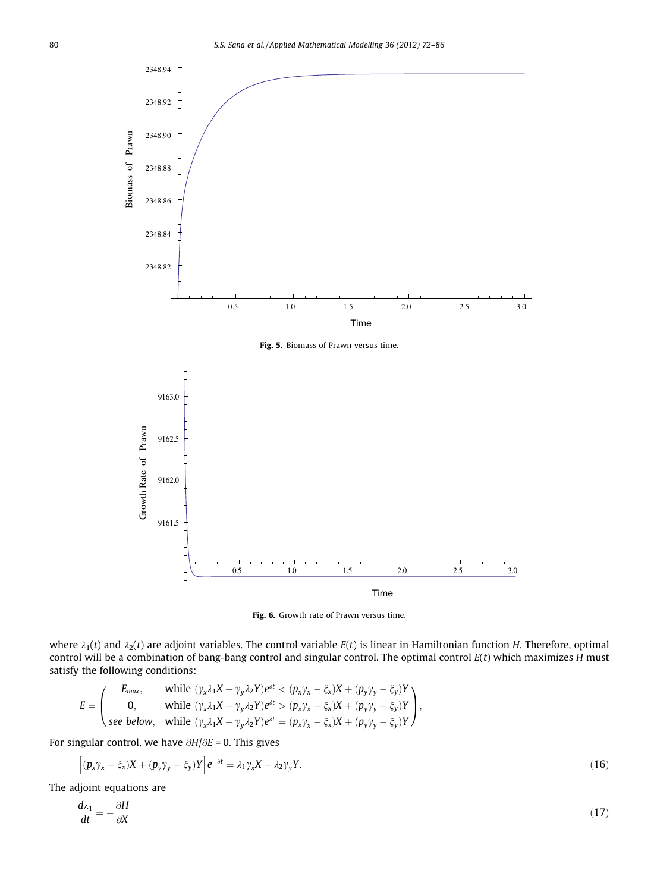Fig. 5. Biomass of Prawn versus time.

Fig. 6. Growth rate of Prawn versus time.

where $\lambda_1(t)$ and $\lambda_2(t)$ are adjoint variables. The control variable $E(t)$ is linear in Hamiltonian function $H$. Therefore, optimal control will be a combination of bang-bang control and singular control. The optimal control $E(t)$ which maximizes $H$ must satisfy the following conditions:

$$E = \begin{pmatrix} E_{max}, & \text{while } (\gamma_x\lambda_1 X + \gamma_y\lambda_2 Y)e^{\delta t} < (p_x\gamma_x - \xi_x)X + (p_y\gamma_y - \xi_y)Y \\ 0, & \text{while } (\gamma_x\lambda_1 X + \gamma_y\lambda_2 Y)e^{\delta t} > (p_x\gamma_x - \xi_x)X + (p_y\gamma_y - \xi_y)Y \\ \textit{see below}, & \text{while } (\gamma_x\lambda_1 X + \gamma_y\lambda_2 Y)e^{\delta t} = (p_x\gamma_x - \xi_x)X + (p_y\gamma_y - \xi_y)Y \end{pmatrix},$$

For singular control, we have $\partial H/\partial E = 0$. This gives

$$\left[(p_x\gamma_x - \xi_x)X + (p_y\gamma_y - \xi_y)Y\right]e^{-\delta t} = \lambda_1\gamma_x X + \lambda_2\gamma_y Y. \tag{16}$$

The adjoint equations are

$$\frac{d\lambda_1}{dt} = -\frac{\partial H}{\partial X} \tag{17}$$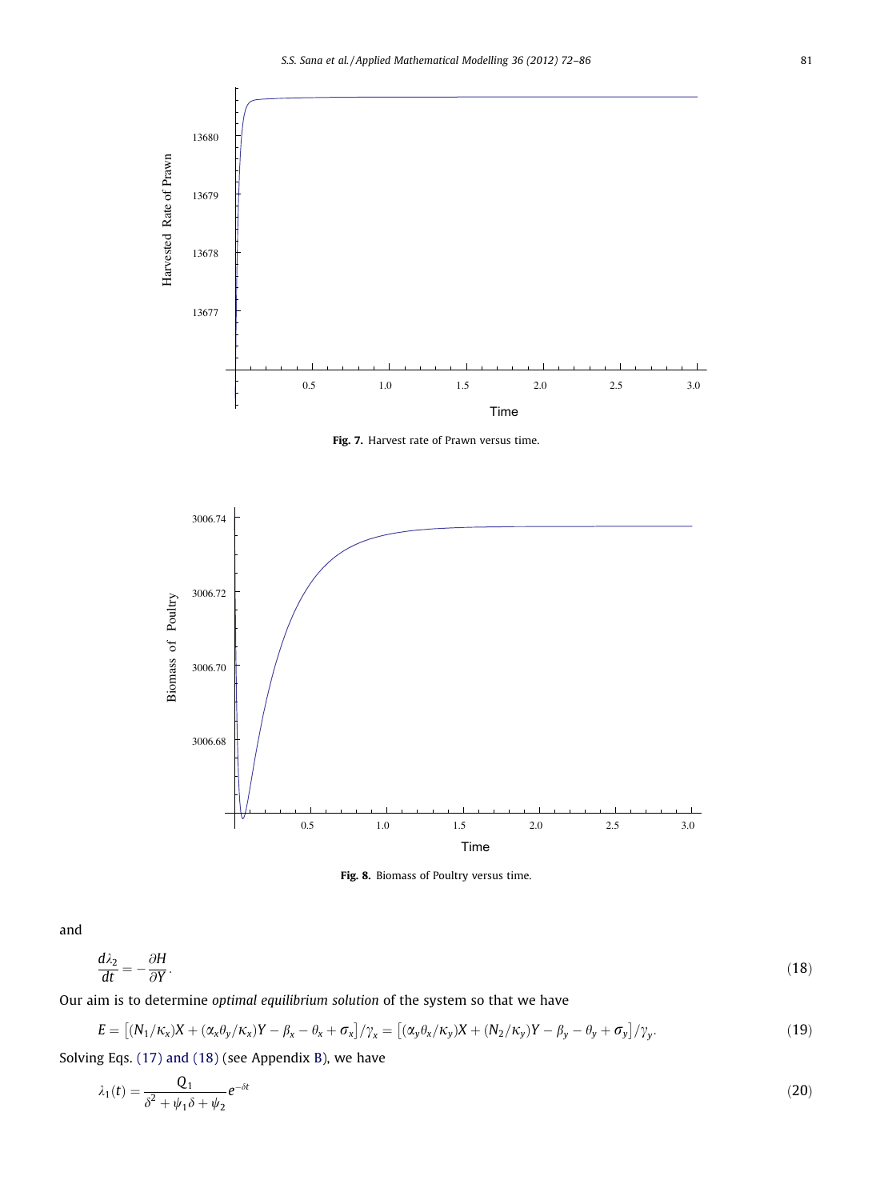Fig. 7. Harvest rate of Prawn versus time.

Fig. 8. Biomass of Poultry versus time.

and

$$\frac{d\lambda_2}{dt} = -\frac{\partial H}{\partial Y}. \tag{18}$$

Our aim is to determine *optimal equilibrium solution* of the system so that we have

$$E = \left[(N_1/\kappa_x)X + (\alpha_x\theta_y/\kappa_x)Y - \beta_x - \theta_x + \sigma_x\right]/\gamma_x = \left[(\alpha_y\theta_x/\kappa_y)X + (N_2/\kappa_y)Y - \beta_y - \theta_y + \sigma_y\right]/\gamma_y. \tag{19}$$

Solving Eqs. (17) and (18) (see Appendix B), we have

$$\lambda_1(t) = \frac{Q_1}{\delta^2 + \psi_1\delta + \psi_2} e^{-\delta t} \tag{20}$$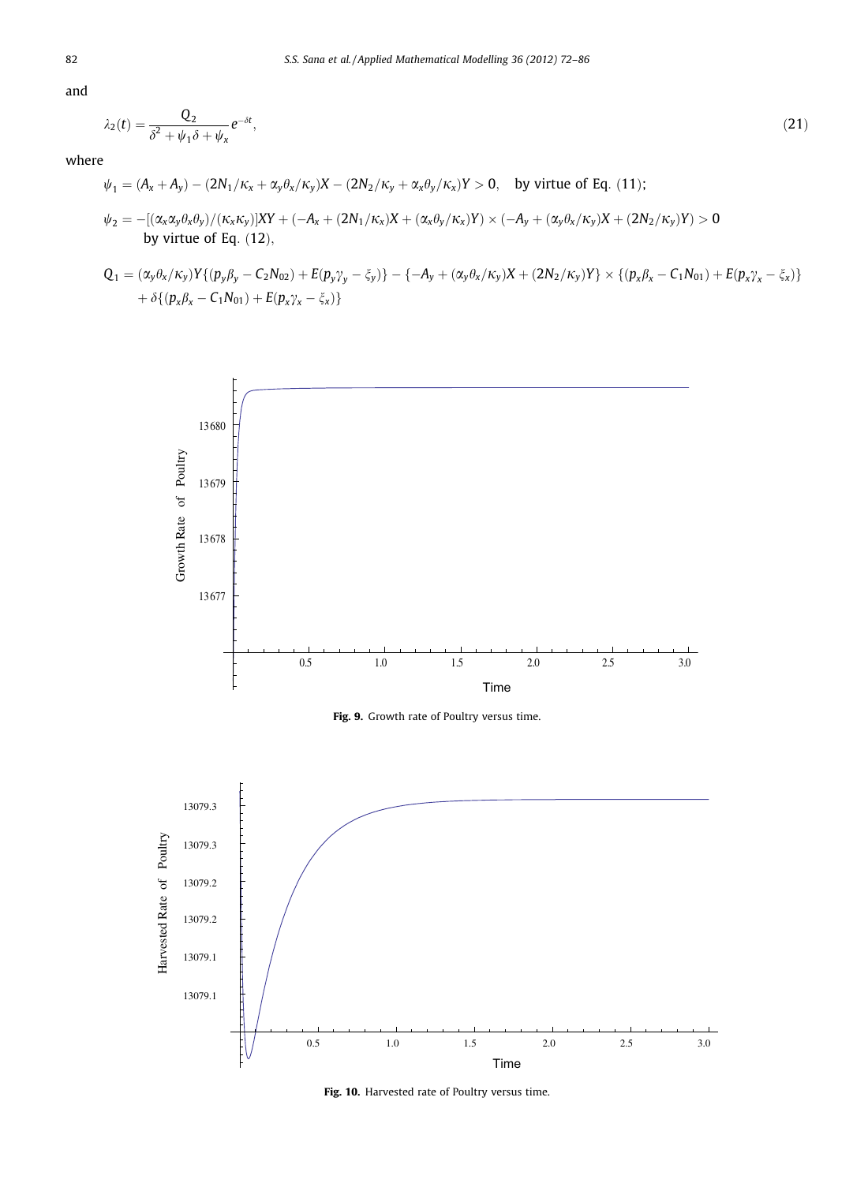and

$$\lambda_2(t) = \frac{Q_2}{\delta^2 + \psi_1 \delta + \psi_x} e^{-\delta t}, \tag{21}$$

where

$$\psi_1 = (A_x + A_y) - (2N_1/\kappa_x + \alpha_y\theta_x/\kappa_y)X - (2N_2/\kappa_y + \alpha_x\theta_y/\kappa_x)Y > 0, \quad \text{by virtue of Eq. (11);}$$

$$\psi_2 = -[(\alpha_x\alpha_y\theta_x\theta_y)/(\kappa_x\kappa_y)]XY + (-A_x + (2N_1/\kappa_x)X + (\alpha_x\theta_y/\kappa_x)Y) \times (-A_y + (\alpha_y\theta_x/\kappa_y)X + (2N_2/\kappa_y)Y) > 0$$
by virtue of Eq. (12),

$$Q_1 = (\alpha_y\theta_x/\kappa_y)Y\{(p_y\beta_y - C_2N_{02}) + E(p_y\gamma_y - \xi_y)\} - \{-A_y + (\alpha_y\theta_x/\kappa_y)X + (2N_2/\kappa_y)Y\} \times \{(p_x\beta_x - C_1N_{01}) + E(p_x\gamma_x - \xi_x)\}$$
$$+ \delta\{(p_x\beta_x - C_1N_{01}) + E(p_x\gamma_x - \xi_x)\}$$

**Fig. 9.** Growth rate of Poultry versus time.

**Fig. 10.** Harvested rate of Poultry versus time.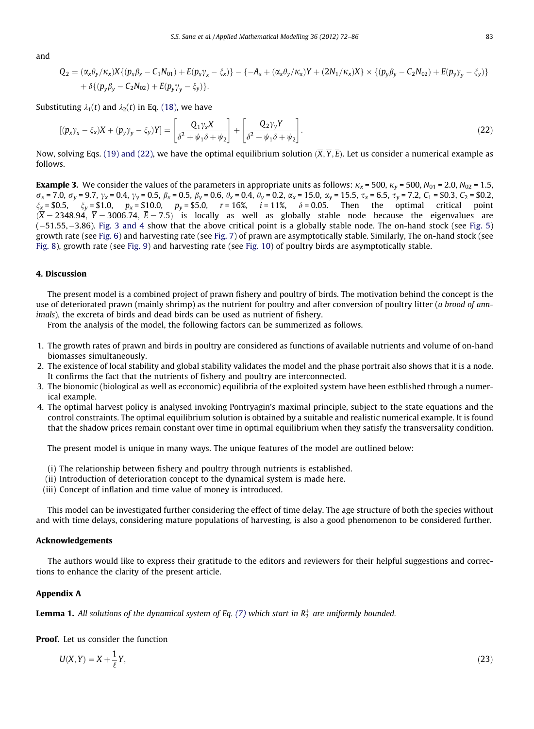and

$$Q_2 = (\alpha_x\theta_y/\kappa_x)X\{(p_x\beta_x - C_1N_{01}) + E(p_x\gamma_x - \xi_x)\} - \{-A_x + (\alpha_x\theta_y/\kappa_x)Y + (2N_1/\kappa_x)X\} \times \{(p_y\beta_y - C_2N_{02}) + E(p_y\gamma_y - \xi_y)\} + \delta\{(p_y\beta_y - C_2N_{02}) + E(p_y\gamma_y - \xi_y)\}.$$

Substituting $\lambda_1(t)$ and $\lambda_2(t)$ in Eq. (18), we have

$$[(p_x\gamma_x - \xi_x)X + (p_y\gamma_y - \xi_y)Y] = \left[\frac{Q_1\gamma_x X}{\delta^2 + \psi_1\delta + \psi_2}\right] + \left[\frac{Q_2\gamma_y Y}{\delta^2 + \psi_1\delta + \psi_2}\right]. \tag{22}$$

Now, solving Eqs. (19) and (22), we have the optimal equilibrium solution $(\overline{X}, \overline{Y}, \overline{E})$. Let us consider a numerical example as follows.

**Example 3.** We consider the values of the parameters in appropriate units as follows: $\kappa_x = 500$, $\kappa_y = 500$, $N_{01} = 2.0$, $N_{02} = 1.5$, $\sigma_x = 7.0$, $\sigma_y = 9.7$, $\gamma_x = 0.4$, $\gamma_y = 0.5$, $\beta_x = 0.5$, $\beta_y = 0.6$, $\theta_x = 0.4$, $\theta_y = 0.2$, $\alpha_x = 15.0$, $\alpha_y = 15.5$, $\tau_x = 6.5$, $\tau_y = 7.2$, $C_1 = \$0.3$, $C_2 = \$0.2$, $\xi_x = \$0.5$, $\xi_y = \$1.0$, $p_x = \$10.0$, $p_y = \$5.0$, $r = 16\%$, $i = 11\%$, $\delta = 0.05$. Then the optimal critical point $(\overline{X} = 2348.94,\ \overline{Y} = 3006.74,\ \overline{E} = 7.5)$ is locally as well as globally stable node because the eigenvalues are $(-51.55, -3.86)$. Fig. 3 and 4 show that the above critical point is a globally stable node. The on-hand stock (see Fig. 5) growth rate (see Fig. 6) and harvesting rate (see Fig. 7) of prawn are asymptotically stable. Similarly, The on-hand stock (see Fig. 8), growth rate (see Fig. 9) and harvesting rate (see Fig. 10) of poultry birds are asymptotically stable.

## 4. Discussion

The present model is a combined project of prawn fishery and poultry of birds. The motivation behind the concept is the use of deteriorated prawn (mainly shrimp) as the nutrient for poultry and after conversion of poultry litter (*a brood of annimals*), the excreta of birds and dead birds can be used as nutrient of fishery.

From the analysis of the model, the following factors can be summerized as follows.

1. The growth rates of prawn and birds in poultry are considered as functions of available nutrients and volume of on-hand biomasses simultaneously.
2. The existence of local stability and global stability validates the model and the phase portrait also shows that it is a node. It confirms the fact that the nutrients of fishery and poultry are interconnected.
3. The bionomic (biological as well as ecconomic) equilibria of the exploited system have been estblished through a numerical example.
4. The optimal harvest policy is analysed invoking Pontryagin's maximal principle, subject to the state equations and the control constraints. The optimal equilibrium solution is obtained by a suitable and realistic numerical example. It is found that the shadow prices remain constant over time in optimal equilibrium when they satisfy the transversality condition.

The present model is unique in many ways. The unique features of the model are outlined below:

(i) The relationship between fishery and poultry through nutrients is established.
(ii) Introduction of deterioration concept to the dynamical system is made here.
(iii) Concept of inflation and time value of money is introduced.

This model can be investigated further considering the effect of time delay. The age structure of both the species without and with time delays, considering mature populations of harvesting, is also a good phenomenon to be considered further.

## Acknowledgements

The authors would like to express their gratitude to the editors and reviewers for their helpful suggestions and corrections to enhance the clarity of the present article.

## Appendix A

**Lemma 1.** *All solutions of the dynamical system of Eq. (7) which start in $R_2^+$ are uniformly bounded.*

**Proof.** Let us consider the function

$$U(X, Y) = X + \frac{1}{\ell}Y, \tag{23}$$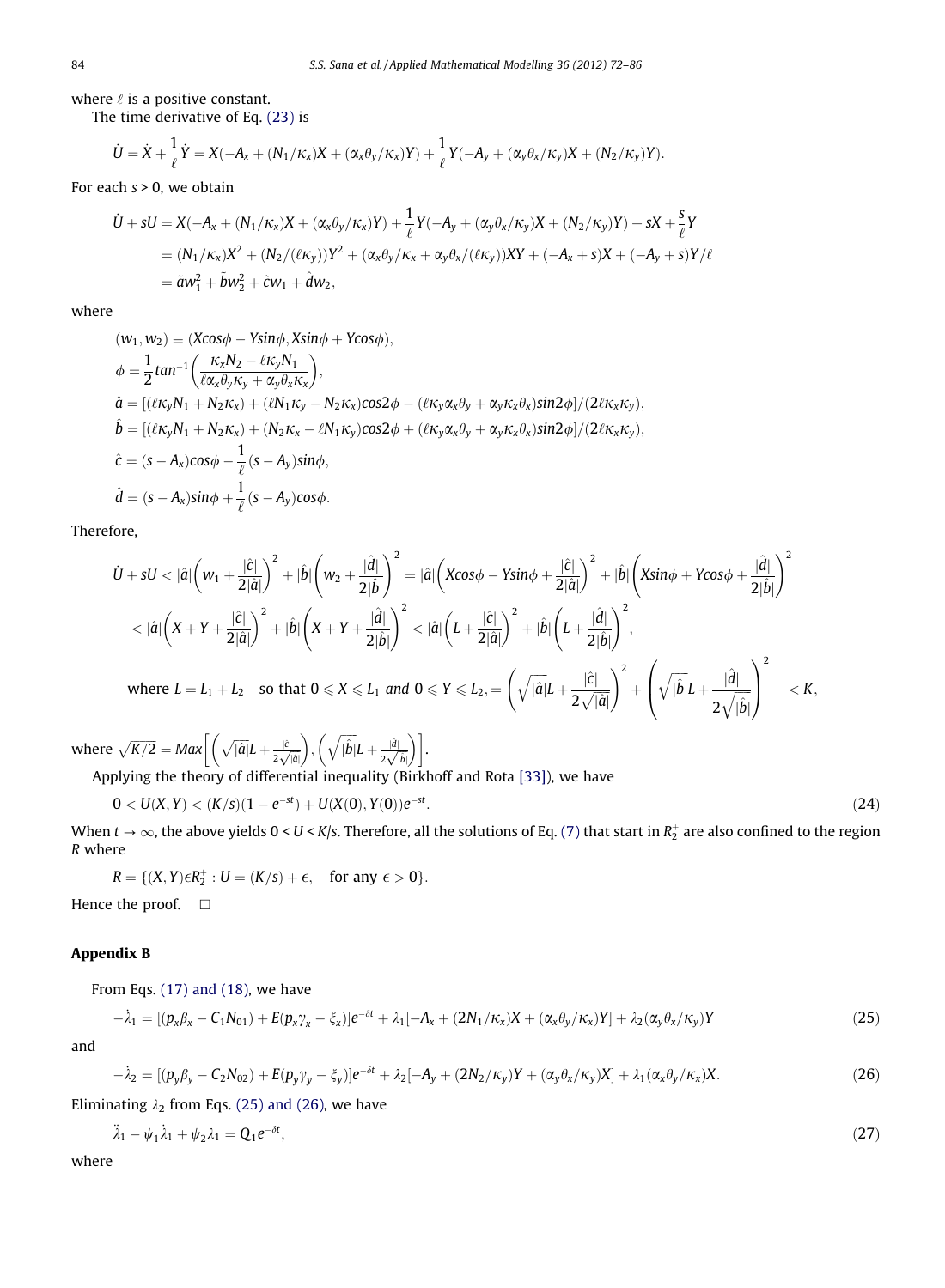where $\ell$ is a positive constant.

The time derivative of Eq. (23) is

$$\dot{U} = \dot{X} + \frac{1}{\ell}\dot{Y} = X(-A_x + (N_1/\kappa_x)X + (\alpha_x\theta_y/\kappa_x)Y) + \frac{1}{\ell}Y(-A_y + (\alpha_y\theta_x/\kappa_y)X + (N_2/\kappa_y)Y).$$

For each $s > 0$, we obtain

$$\begin{aligned}\dot{U} + sU &= X(-A_x + (N_1/\kappa_x)X + (\alpha_x\theta_y/\kappa_x)Y) + \frac{1}{\ell}Y(-A_y + (\alpha_y\theta_x/\kappa_y)X + (N_2/\kappa_y)Y) + sX + \frac{s}{\ell}Y \\ &= (N_1/\kappa_x)X^2 + (N_2/(\ell\kappa_y))Y^2 + (\alpha_x\theta_y/\kappa_x + \alpha_y\theta_x/(\ell\kappa_y))XY + (-A_x + s)X + (-A_y + s)Y/\ell \\ &= \hat{a}w_1^2 + \hat{b}w_2^2 + \hat{c}w_1 + \hat{d}w_2,\end{aligned}$$

where

$$\begin{aligned}(w_1, w_2) &\equiv (X\cos\phi - Y\sin\phi, X\sin\phi + Y\cos\phi), \\ \phi &= \frac{1}{2}\tan^{-1}\left(\frac{\kappa_x N_2 - \ell\kappa_y N_1}{\ell\alpha_x\theta_y\kappa_y + \alpha_y\theta_x\kappa_x}\right), \\ \hat{a} &= [(\ell\kappa_y N_1 + N_2\kappa_x) + (\ell N_1\kappa_y - N_2\kappa_x)\cos 2\phi - (\ell\kappa_y\alpha_x\theta_y + \alpha_y\kappa_x\theta_x)\sin 2\phi]/(2\ell\kappa_x\kappa_y), \\ \hat{b} &= [(\ell\kappa_y N_1 + N_2\kappa_x) + (N_2\kappa_x - \ell N_1\kappa_y)\cos 2\phi + (\ell\kappa_y\alpha_x\theta_y + \alpha_y\kappa_x\theta_x)\sin 2\phi]/(2\ell\kappa_x\kappa_y), \\ \hat{c} &= (s - A_x)\cos\phi - \frac{1}{\ell}(s - A_y)\sin\phi, \\ \hat{d} &= (s - A_x)\sin\phi + \frac{1}{\ell}(s - A_y)\cos\phi.\end{aligned}$$

Therefore,

$$\begin{aligned}\dot{U} + sU &< |\hat{a}|\left(w_1 + \frac{|\hat{c}|}{2|\hat{a}|}\right)^2 + |\hat{b}|\left(w_2 + \frac{|\hat{d}|}{2|\hat{b}|}\right)^2 = |\hat{a}|\left(X\cos\phi - Y\sin\phi + \frac{|\hat{c}|}{2|\hat{a}|}\right)^2 + |\hat{b}|\left(X\sin\phi + Y\cos\phi + \frac{|\hat{d}|}{2|\hat{b}|}\right)^2 \\ &< |\hat{a}|\left(X + Y + \frac{|\hat{c}|}{2|\hat{a}|}\right)^2 + |\hat{b}|\left(X + Y + \frac{|\hat{d}|}{2|\hat{b}|}\right)^2 < |\hat{a}|\left(L + \frac{|\hat{c}|}{2|\hat{a}|}\right)^2 + |\hat{b}|\left(L + \frac{|\hat{d}|}{2|\hat{b}|}\right)^2, \\ &\text{where } L = L_1 + L_2 \quad \text{so that } 0 \leqslant X \leqslant L_1 \text{ and } 0 \leqslant Y \leqslant L_2, = \left(\sqrt{|\hat{a}|}L + \frac{|\hat{c}|}{2\sqrt{|\hat{a}|}}\right)^2 + \left(\sqrt{|\hat{b}|}L + \frac{|\hat{d}|}{2\sqrt{|\hat{b}|}}\right)^2 < K,\end{aligned}$$

where $\sqrt{K/2} = Max\left[\left(\sqrt{|\hat{a}|}L + \frac{|\hat{c}|}{2\sqrt{|\hat{a}|}}\right), \left(\sqrt{|\hat{b}|}L + \frac{|\hat{d}|}{2\sqrt{|\hat{b}|}}\right)\right]$.

Applying the theory of differential inequality (Birkhoff and Rota [33]), we have

$$0 < U(X, Y) < (K/s)(1 - e^{-st}) + U(X(0), Y(0))e^{-st}. \tag{24}$$

When $t \to \infty$, the above yields $0 < U < K/s$. Therefore, all the solutions of Eq. (7) that start in $R_2^+$ are also confined to the region $R$ where

$$R = \{(X, Y)\epsilon R_2^+ : U = (K/s) + \epsilon, \quad \text{for any } \epsilon > 0\}.$$

Hence the proof. □

## Appendix B

From Eqs. (17) and (18), we have

$$-\dot{\lambda}_1 = [(p_x\beta_x - C_1N_{01}) + E(p_x\gamma_x - \xi_x)]e^{-\delta t} + \lambda_1[-A_x + (2N_1/\kappa_x)X + (\alpha_x\theta_y/\kappa_x)Y] + \lambda_2(\alpha_y\theta_x/\kappa_y)Y \tag{25}$$

and

$$-\dot{\lambda}_2 = [(p_y\beta_y - C_2N_{02}) + E(p_y\gamma_y - \xi_y)]e^{-\delta t} + \lambda_2[-A_y + (2N_2/\kappa_y)Y + (\alpha_y\theta_x/\kappa_y)X] + \lambda_1(\alpha_x\theta_y/\kappa_x)X. \tag{26}$$

Eliminating $\lambda_2$ from Eqs. (25) and (26), we have

$$\ddot{\lambda}_1 - \psi_1\dot{\lambda}_1 + \psi_2\lambda_1 = Q_1e^{-\delta t}, \tag{27}$$

where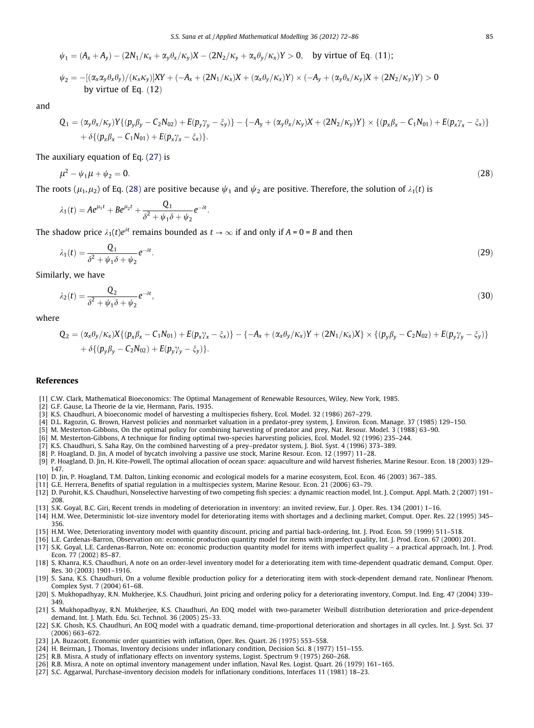$$\psi_1 = (A_x + A_y) - (2N_1/\kappa_x + \alpha_y\theta_x/\kappa_y)X - (2N_2/\kappa_y + \alpha_x\theta_y/\kappa_x)Y > 0, \quad \text{by virtue of Eq. (11);}$$

$$\psi_2 = -[(\alpha_x\alpha_y\theta_x\theta_y)/(\kappa_x\kappa_y)]XY + (-A_x + (2N_1/\kappa_x)X + (\alpha_x\theta_y/\kappa_x)Y) \times (-A_y + (\alpha_y\theta_x/\kappa_y)X + (2N_2/\kappa_y)Y) > 0$$
by virtue of Eq. (12)

and

$$Q_1 = (\alpha_y\theta_x/\kappa_y)Y\{(p_y\beta_y - C_2N_{02}) + E(p_y\gamma_y - \xi_y)\} - \{-A_y + (\alpha_y\theta_x/\kappa_y)X + (2N_2/\kappa_y)Y\} \times \{(p_x\beta_x - C_1N_{01}) + E(p_x\gamma_x - \xi_x)\} + \delta\{(p_x\beta_x - C_1N_{01}) + E(p_x\gamma_x - \xi_x)\}.$$

The auxiliary equation of Eq. (27) is

$$\mu^2 - \psi_1\mu + \psi_2 = 0. \tag{28}$$

The roots $(\mu_1, \mu_2)$ of Eq. (28) are positive because $\psi_1$ and $\psi_2$ are positive. Therefore, the solution of $\lambda_1(t)$ is

$$\lambda_1(t) = Ae^{\mu_1 t} + Be^{\mu_2 t} + \frac{Q_1}{\delta^2 + \psi_1\delta + \psi_2}e^{-\delta t}.$$

The shadow price $\lambda_1(t)e^{\delta t}$ remains bounded as $t \to \infty$ if and only if $A = 0 = B$ and then

$$\lambda_1(t) = \frac{Q_1}{\delta^2 + \psi_1\delta + \psi_2}e^{-\delta t}. \tag{29}$$

Similarly, we have

$$\lambda_2(t) = \frac{Q_2}{\delta^2 + \psi_1\delta + \psi_2}e^{-\delta t}, \tag{30}$$

where

$$Q_2 = (\alpha_x\theta_y/\kappa_x)X\{(p_x\beta_x - C_1N_{01}) + E(p_x\gamma_x - \xi_x)\} - \{-A_x + (\alpha_x\theta_y/\kappa_x)Y + (2N_1/\kappa_x)X\} \times \{(p_y\beta_y - C_2N_{02}) + E(p_y\gamma_y - \xi_y)\} + \delta\{(p_y\beta_y - C_2N_{02}) + E(p_y\gamma_y - \xi_y)\}.$$

## References

[1] C.W. Clark, Mathematical Bioeconomics: The Optimal Management of Renewable Resources, Wiley, New York, 1985.
[2] G.F. Gause, La Theorie de la vie, Hermann, Paris, 1935.
[3] K.S. Chaudhuri, A bioeconomic model of harvesting a multispecies fishery, Ecol. Model. 32 (1986) 267–279.
[4] D.L. Ragozin, G. Brown, Harvest policies and nonmarket valuation in a predator-prey system, J. Environ. Econ. Manage. 37 (1985) 129–150.
[5] M. Mesterton-Gibbons, On the optimal policy for combining harvesting of predator and prey, Nat. Resour. Model. 3 (1988) 63–90.
[6] M. Mesterton-Gibbons, A technique for finding optimal two-species harvesting policies, Ecol. Model. 92 (1996) 235–244.
[7] K.S. Chaudhuri, S. Saha Ray, On the combined harvesting of a prey–predator system, J. Biol. Syst. 4 (1996) 373–389.
[8] P. Hoagland, D. Jin, A model of bycatch involving a passive use stock, Marine Resour. Econ. 12 (1997) 11–28.
[9] P. Hoagland, D. Jin, H. Kite-Powell, The optimal allocation of ocean space: aquaculture and wild harvest fisheries, Marine Resour. Econ. 18 (2003) 129–147.
[10] D. Jin, P. Hoagland, T.M. Dalton, Linking economic and ecological models for a marine ecosystem, Ecol. Econ. 46 (2003) 367–385.
[11] G.E. Herrera, Benefits of spatial regulation in a multispecies system, Marine Resour. Econ. 21 (2006) 63–79.
[12] D. Purohit, K.S. Chaudhuri, Nonselective harvesting of two competing fish species: a dynamic reaction model, Int. J. Comput. Appl. Math. 2 (2007) 191–208.
[13] S.K. Goyal, B.C. Giri, Recent trends in modeling of deterioration in inventory: an invited review, Eur. J. Oper. Res. 134 (2001) 1–16.
[14] H.M. Wee, Deterministic lot-size inventory model for deteriorating items with shortages and a declining market, Comput. Oper. Res. 22 (1995) 345–356.
[15] H.M. Wee, Deteriorating inventory model with quantity discount, pricing and partial back-ordering, Int. J. Prod. Econ. 59 (1999) 511–518.
[16] L.E. Cardenas-Barron, Observation on: economic production quantity model for items with imperfect quality, Int. J. Prod. Econ. 67 (2000) 201.
[17] S.K. Goyal, L.E. Cardenas-Barron, Note on: economic production quantity model for items with imperfect quality – a practical approach, Int. J. Prod. Econ. 77 (2002) 85–87.
[18] S. Khanra, K.S. Chaudhuri, A note on an order-level inventory model for a deteriorating item with time-dependent quadratic demand, Comput. Oper. Res. 30 (2003) 1901–1916.
[19] S. Sana, K.S. Chaudhuri, On a volume flexible production policy for a deteriorating item with stock-dependent demand rate, Nonlinear Phenom. Complex Syst. 7 (2004) 61–68.
[20] S. Mukhopadhyay, R.N. Mukherjee, K.S. Chaudhuri, Joint pricing and ordering policy for a deteriorating inventory, Comput. Ind. Eng. 47 (2004) 339–349.
[21] S. Mukhopadhyay, R.N. Mukherjee, K.S. Chaudhuri, An EOQ model with two-parameter Weibull distribution deterioration and price-dependent demand, Int. J. Math. Edu. Sci. Technol. 36 (2005) 25–33.
[22] S.K. Ghosh, K.S. Chaudhuri, An EOQ model with a quadratic demand, time-proportional deterioration and shortages in all cycles, Int. J. Syst. Sci. 37 (2006) 663–672.
[23] J.A. Buzacott, Economic order quantities with inflation, Oper. Res. Quart. 26 (1975) 553–558.
[24] H. Beirman, J. Thomas, Inventory decisions under inflationary condition, Decision Sci. 8 (1977) 151–155.
[25] R.B. Misra, A study of inflationary effects on inventory systems, Logist. Spectrum 9 (1975) 260–268.
[26] R.B. Misra, A note on optimal inventory management under inflation, Naval Res. Logist. Quart. 26 (1979) 161–165.
[27] S.C. Aggarwal, Purchase-inventory decision models for inflationary conditions, Interfaces 11 (1981) 18–23.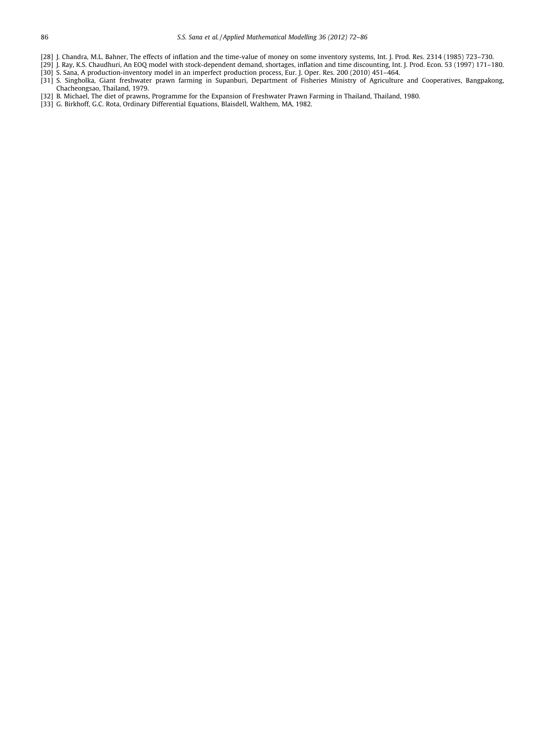[28] J. Chandra, M.L. Bahner, The effects of inflation and the time-value of money on some inventory systems, Int. J. Prod. Res. 2314 (1985) 723–730.

[29] J. Ray, K.S. Chaudhuri, An EOQ model with stock-dependent demand, shortages, inflation and time discounting, Int. J. Prod. Econ. 53 (1997) 171–180.

[30] S. Sana, A production-inventory model in an imperfect production process, Eur. J. Oper. Res. 200 (2010) 451–464.

[31] S. Singholka, Giant freshwater prawn farming in Supanburi, Department of Fisheries Ministry of Agriculture and Cooperatives, Bangpakong, Chacheongsao, Thailand, 1979.

[32] B. Michael, The diet of prawns, Programme for the Expansion of Freshwater Prawn Farming in Thailand, Thailand, 1980.

[33] G. Birkhoff, G.C. Rota, Ordinary Differential Equations, Blaisdell, Walthem, MA, 1982.